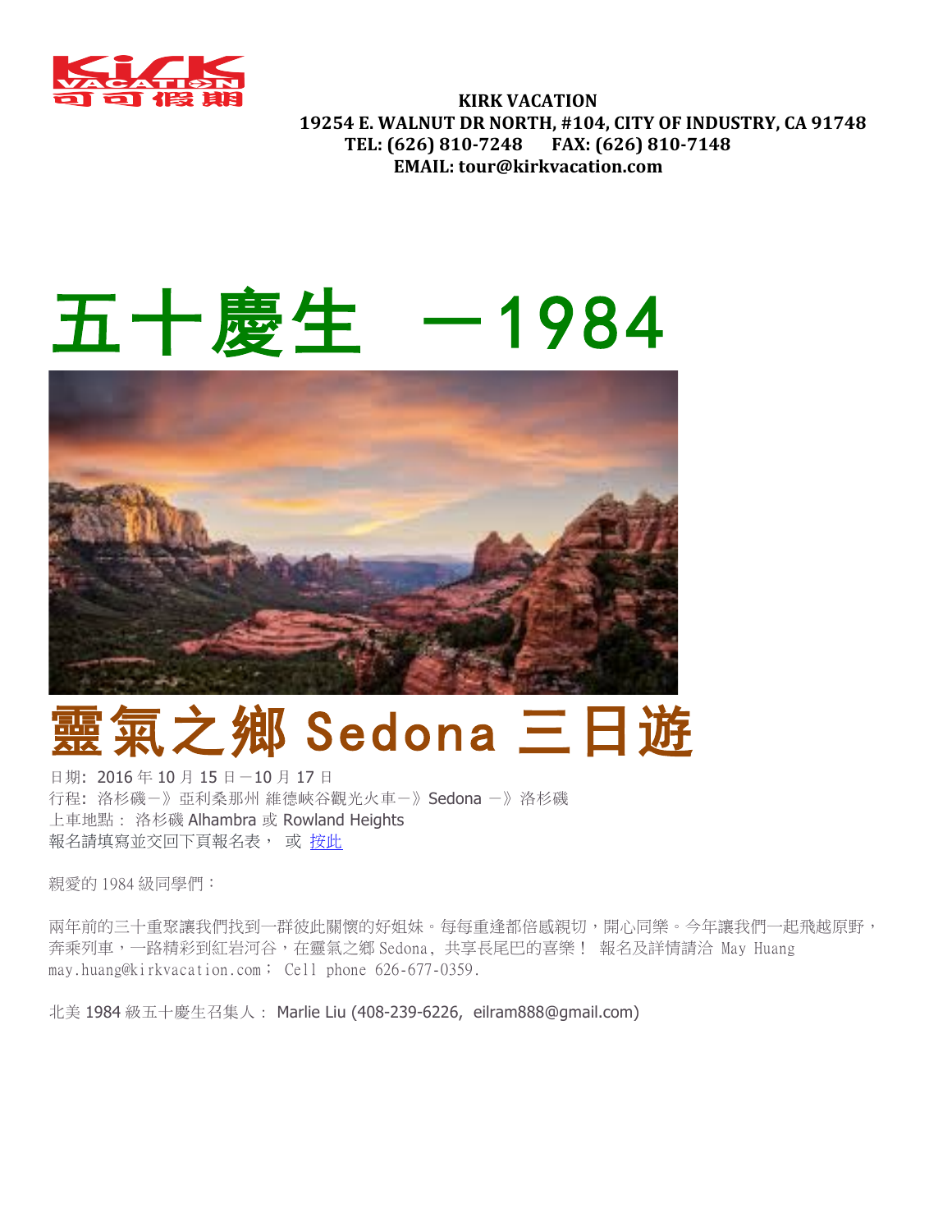**KIRK VACATION**
**19254 E. WALNUT DR NORTH, #104, CITY OF INDUSTRY, CA 91748**
**TEL: (626) 810-7248 FAX: (626) 810-7148**
**EMAIL: tour@kirkvacation.com**

# 五十慶生 －1984

# 靈氣之鄉 Sedona 三日遊

日期：2016 年 10 月 15 日－10 月 17 日
行程：洛杉磯－》亞利桑那州 維德峽谷觀光火車－》Sedona －》洛杉磯
上車地點： 洛杉磯 Alhambra 或 Rowland Heights
報名請填寫並交回下頁報名表， 或 按此

親愛的 1984 級同學們：

兩年前的三十重聚讓我們找到一群彼此關懷的好姐妹。每每重逢都倍感親切，開心同樂。今年讓我們一起飛越原野，奔乘列車，一路精彩到紅岩河谷，在靈氣之鄉 Sedona，共享長尾巴的喜樂！ 報名及詳情請洽 May Huang may.huang@kirkvacation.com； Cell phone 626-677-0359.

北美 1984 級五十慶生召集人： Marlie Liu (408-239-6226, eilram888@gmail.com)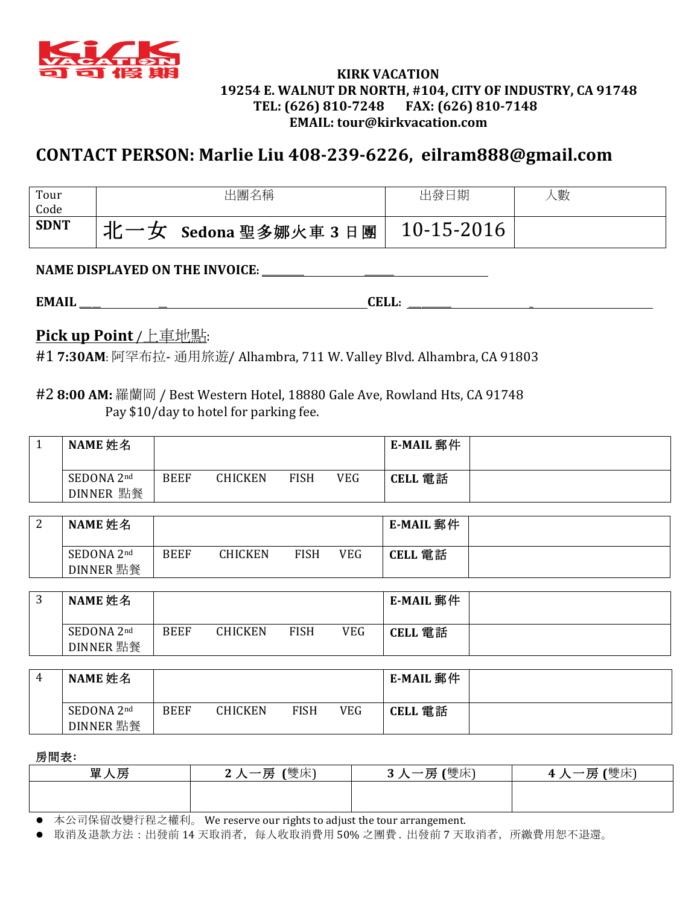KIRK VACATION  
19254 E. WALNUT DR NORTH, #104, CITY OF INDUSTRY, CA 91748  
TEL: (626) 810-7248  FAX: (626) 810-7148  
EMAIL: tour@kirkvacation.com

## CONTACT PERSON: Marlie Liu 408-239-6226, eilram888@gmail.com

| Tour Code | 出團名稱 | 出發日期 | 人數 |
|---|---|---|---|
| SDNT | 北一女 Sedona 聖多娜火車 3 日團 | 10-15-2016 | |

**NAME DISPLAYED ON THE INVOICE:** ______________________________

**EMAIL** ______________________________ **CELL:** ______________________________

**Pick up Point / 上車地點:**

#1 **7:30AM**: 阿罕布拉- 通用旅遊/ Alhambra, 711 W. Valley Blvd. Alhambra, CA 91803

#2 **8:00 AM:** 羅蘭岡 / Best Western Hotel, 18880 Gale Ave, Rowland Hts, CA 91748  
Pay $10/day to hotel for parking fee.

| | | | | | | | |
|---|---|---|---|---|---|---|---|
| 1 | **NAME 姓名** | | | | | **E-MAIL 郵件** | |
| | SEDONA 2nd DINNER 點餐 | BEEF | CHICKEN | FISH | VEG | **CELL 電話** | |

| | | | | | | | |
|---|---|---|---|---|---|---|---|
| 2 | **NAME 姓名** | | | | | **E-MAIL 郵件** | |
| | SEDONA 2nd DINNER 點餐 | BEEF | CHICKEN | FISH | VEG | **CELL 電話** | |

| | | | | | | | |
|---|---|---|---|---|---|---|---|
| 3 | **NAME 姓名** | | | | | **E-MAIL 郵件** | |
| | SEDONA 2nd DINNER 點餐 | BEEF | CHICKEN | FISH | VEG | **CELL 電話** | |

| | | | | | | | |
|---|---|---|---|---|---|---|---|
| 4 | **NAME 姓名** | | | | | **E-MAIL 郵件** | |
| | SEDONA 2nd DINNER 點餐 | BEEF | CHICKEN | FISH | VEG | **CELL 電話** | |

**房間表:**

| 單人房 | 2 人一房 (雙床) | 3 人一房 (雙床) | 4 人一房 (雙床) |
|---|---|---|---|
| | | | |

- 本公司保留改變行程之權利。 We reserve our rights to adjust the tour arrangement.
- 取消及退款方法：出發前 14 天取消者，每人收取消費用 50% 之團費 . 出發前 7 天取消者，所繳費用恕不退還。